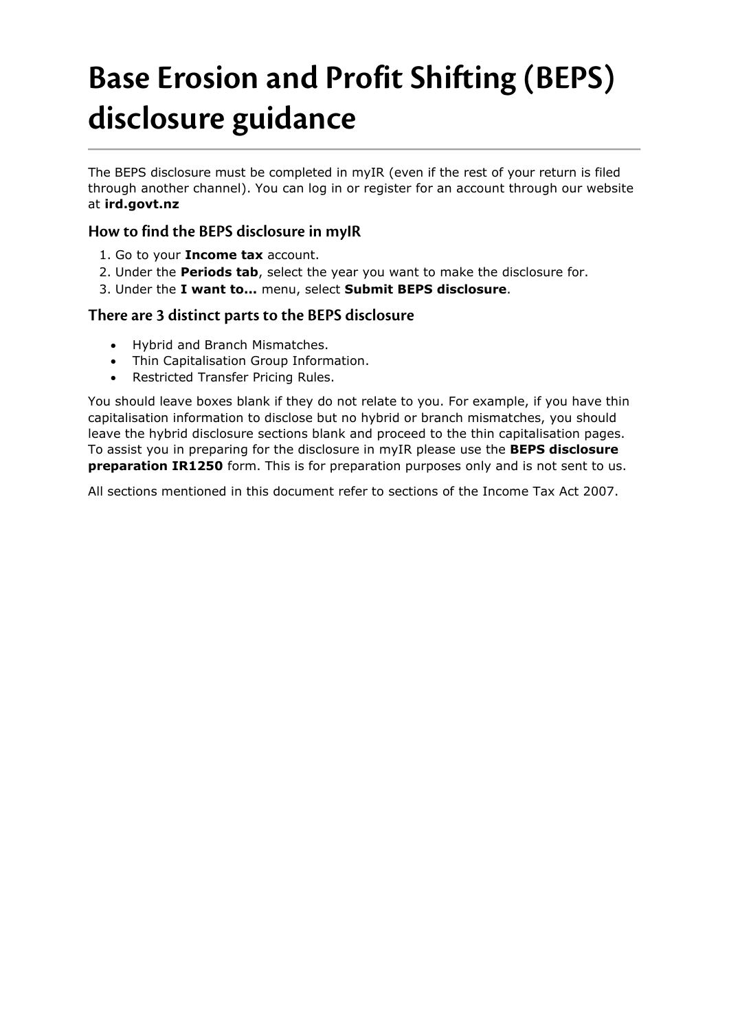# Base Erosion and Profit Shifting (BEPS) disclosure guidance

The BEPS disclosure must be completed in myIR (even if the rest of your return is filed through another channel). You can log in or register for an account through our website at **ird.govt.nz**

## How to find the BEPS disclosure in myIR

1. Go to your **Income tax** account.
2. Under the **Periods tab**, select the year you want to make the disclosure for.
3. Under the **I want to...** menu, select **Submit BEPS disclosure**.

## There are 3 distinct parts to the BEPS disclosure

- Hybrid and Branch Mismatches.
- Thin Capitalisation Group Information.
- Restricted Transfer Pricing Rules.

You should leave boxes blank if they do not relate to you. For example, if you have thin capitalisation information to disclose but no hybrid or branch mismatches, you should leave the hybrid disclosure sections blank and proceed to the thin capitalisation pages. To assist you in preparing for the disclosure in myIR please use the **BEPS disclosure preparation IR1250** form. This is for preparation purposes only and is not sent to us.

All sections mentioned in this document refer to sections of the Income Tax Act 2007.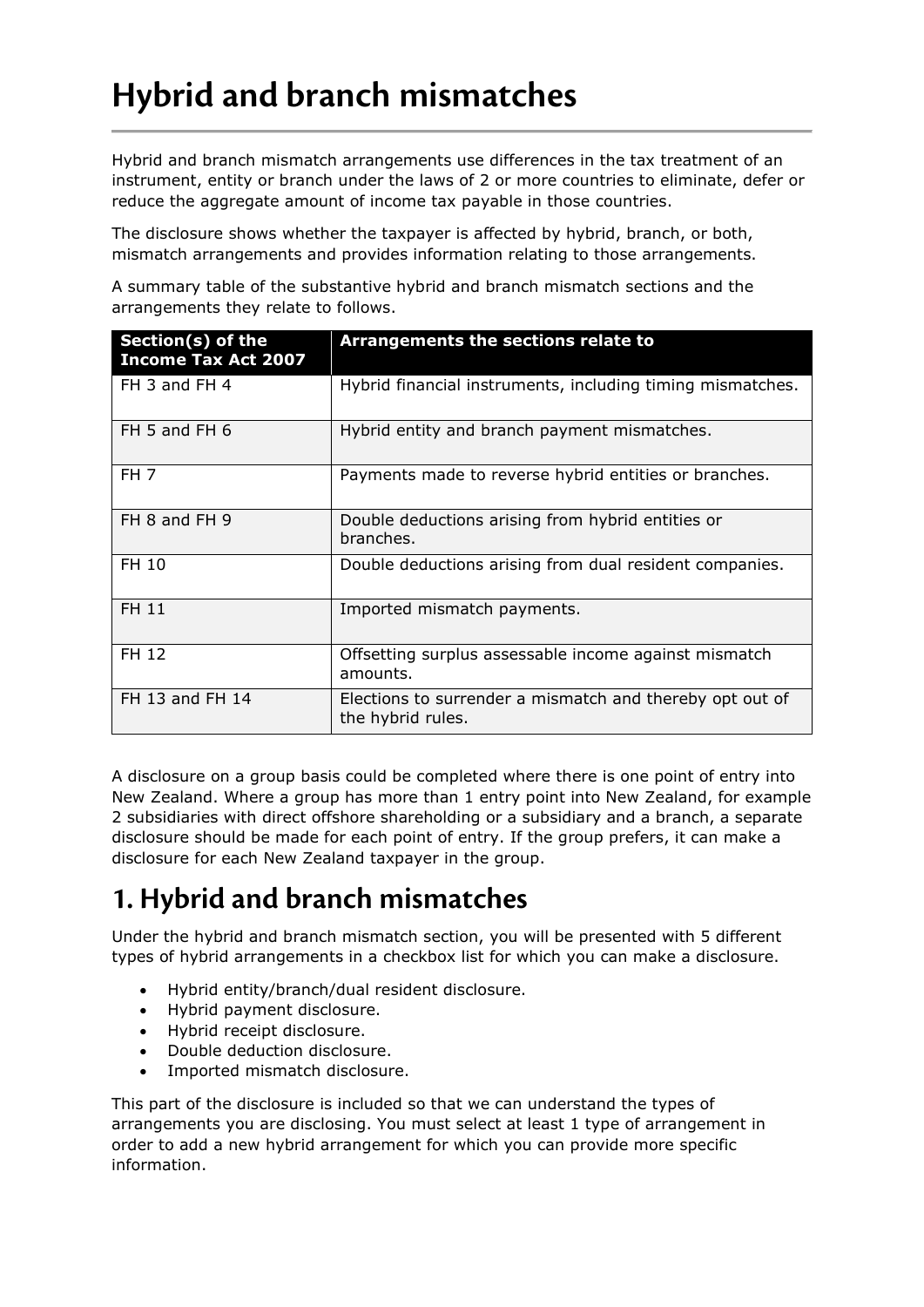# Hybrid and branch mismatches

Hybrid and branch mismatch arrangements use differences in the tax treatment of an instrument, entity or branch under the laws of 2 or more countries to eliminate, defer or reduce the aggregate amount of income tax payable in those countries.

The disclosure shows whether the taxpayer is affected by hybrid, branch, or both, mismatch arrangements and provides information relating to those arrangements.

A summary table of the substantive hybrid and branch mismatch sections and the arrangements they relate to follows.

| Section(s) of the Income Tax Act 2007 | Arrangements the sections relate to |
|---|---|
| FH 3 and FH 4 | Hybrid financial instruments, including timing mismatches. |
| FH 5 and FH 6 | Hybrid entity and branch payment mismatches. |
| FH 7 | Payments made to reverse hybrid entities or branches. |
| FH 8 and FH 9 | Double deductions arising from hybrid entities or branches. |
| FH 10 | Double deductions arising from dual resident companies. |
| FH 11 | Imported mismatch payments. |
| FH 12 | Offsetting surplus assessable income against mismatch amounts. |
| FH 13 and FH 14 | Elections to surrender a mismatch and thereby opt out of the hybrid rules. |

A disclosure on a group basis could be completed where there is one point of entry into New Zealand. Where a group has more than 1 entry point into New Zealand, for example 2 subsidiaries with direct offshore shareholding or a subsidiary and a branch, a separate disclosure should be made for each point of entry. If the group prefers, it can make a disclosure for each New Zealand taxpayer in the group.

## 1. Hybrid and branch mismatches

Under the hybrid and branch mismatch section, you will be presented with 5 different types of hybrid arrangements in a checkbox list for which you can make a disclosure.

- Hybrid entity/branch/dual resident disclosure.
- Hybrid payment disclosure.
- Hybrid receipt disclosure.
- Double deduction disclosure.
- Imported mismatch disclosure.

This part of the disclosure is included so that we can understand the types of arrangements you are disclosing. You must select at least 1 type of arrangement in order to add a new hybrid arrangement for which you can provide more specific information.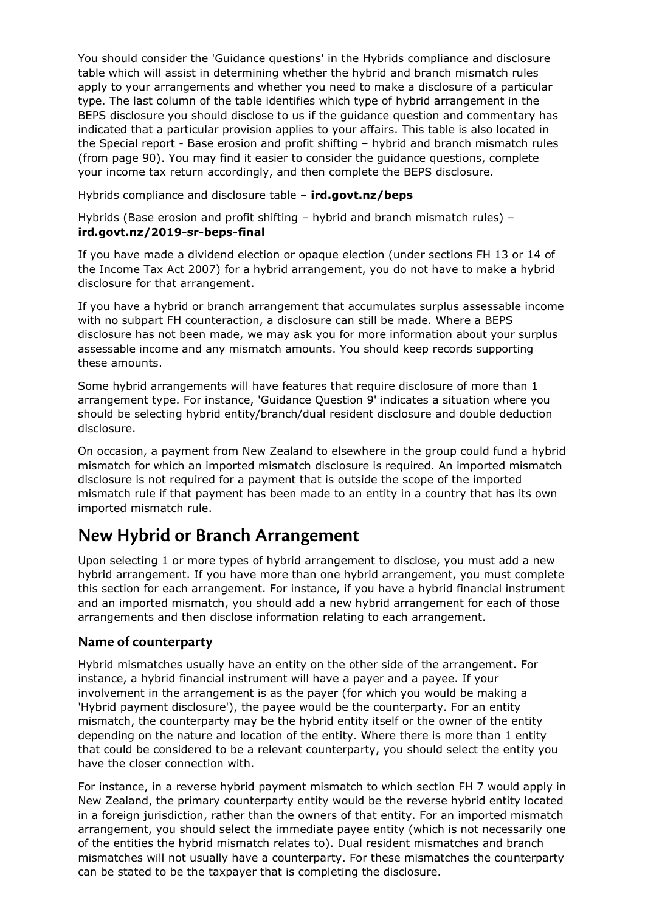You should consider the 'Guidance questions' in the Hybrids compliance and disclosure table which will assist in determining whether the hybrid and branch mismatch rules apply to your arrangements and whether you need to make a disclosure of a particular type. The last column of the table identifies which type of hybrid arrangement in the BEPS disclosure you should disclose to us if the guidance question and commentary has indicated that a particular provision applies to your affairs. This table is also located in the Special report - Base erosion and profit shifting – hybrid and branch mismatch rules (from page 90). You may find it easier to consider the guidance questions, complete your income tax return accordingly, and then complete the BEPS disclosure.

Hybrids compliance and disclosure table – **ird.govt.nz/beps**

Hybrids (Base erosion and profit shifting – hybrid and branch mismatch rules) – **ird.govt.nz/2019-sr-beps-final**

If you have made a dividend election or opaque election (under sections FH 13 or 14 of the Income Tax Act 2007) for a hybrid arrangement, you do not have to make a hybrid disclosure for that arrangement.

If you have a hybrid or branch arrangement that accumulates surplus assessable income with no subpart FH counteraction, a disclosure can still be made. Where a BEPS disclosure has not been made, we may ask you for more information about your surplus assessable income and any mismatch amounts. You should keep records supporting these amounts.

Some hybrid arrangements will have features that require disclosure of more than 1 arrangement type. For instance, 'Guidance Question 9' indicates a situation where you should be selecting hybrid entity/branch/dual resident disclosure and double deduction disclosure.

On occasion, a payment from New Zealand to elsewhere in the group could fund a hybrid mismatch for which an imported mismatch disclosure is required. An imported mismatch disclosure is not required for a payment that is outside the scope of the imported mismatch rule if that payment has been made to an entity in a country that has its own imported mismatch rule.

## New Hybrid or Branch Arrangement

Upon selecting 1 or more types of hybrid arrangement to disclose, you must add a new hybrid arrangement. If you have more than one hybrid arrangement, you must complete this section for each arrangement. For instance, if you have a hybrid financial instrument and an imported mismatch, you should add a new hybrid arrangement for each of those arrangements and then disclose information relating to each arrangement.

### Name of counterparty

Hybrid mismatches usually have an entity on the other side of the arrangement. For instance, a hybrid financial instrument will have a payer and a payee. If your involvement in the arrangement is as the payer (for which you would be making a 'Hybrid payment disclosure'), the payee would be the counterparty. For an entity mismatch, the counterparty may be the hybrid entity itself or the owner of the entity depending on the nature and location of the entity. Where there is more than 1 entity that could be considered to be a relevant counterparty, you should select the entity you have the closer connection with.

For instance, in a reverse hybrid payment mismatch to which section FH 7 would apply in New Zealand, the primary counterparty entity would be the reverse hybrid entity located in a foreign jurisdiction, rather than the owners of that entity. For an imported mismatch arrangement, you should select the immediate payee entity (which is not necessarily one of the entities the hybrid mismatch relates to). Dual resident mismatches and branch mismatches will not usually have a counterparty. For these mismatches the counterparty can be stated to be the taxpayer that is completing the disclosure.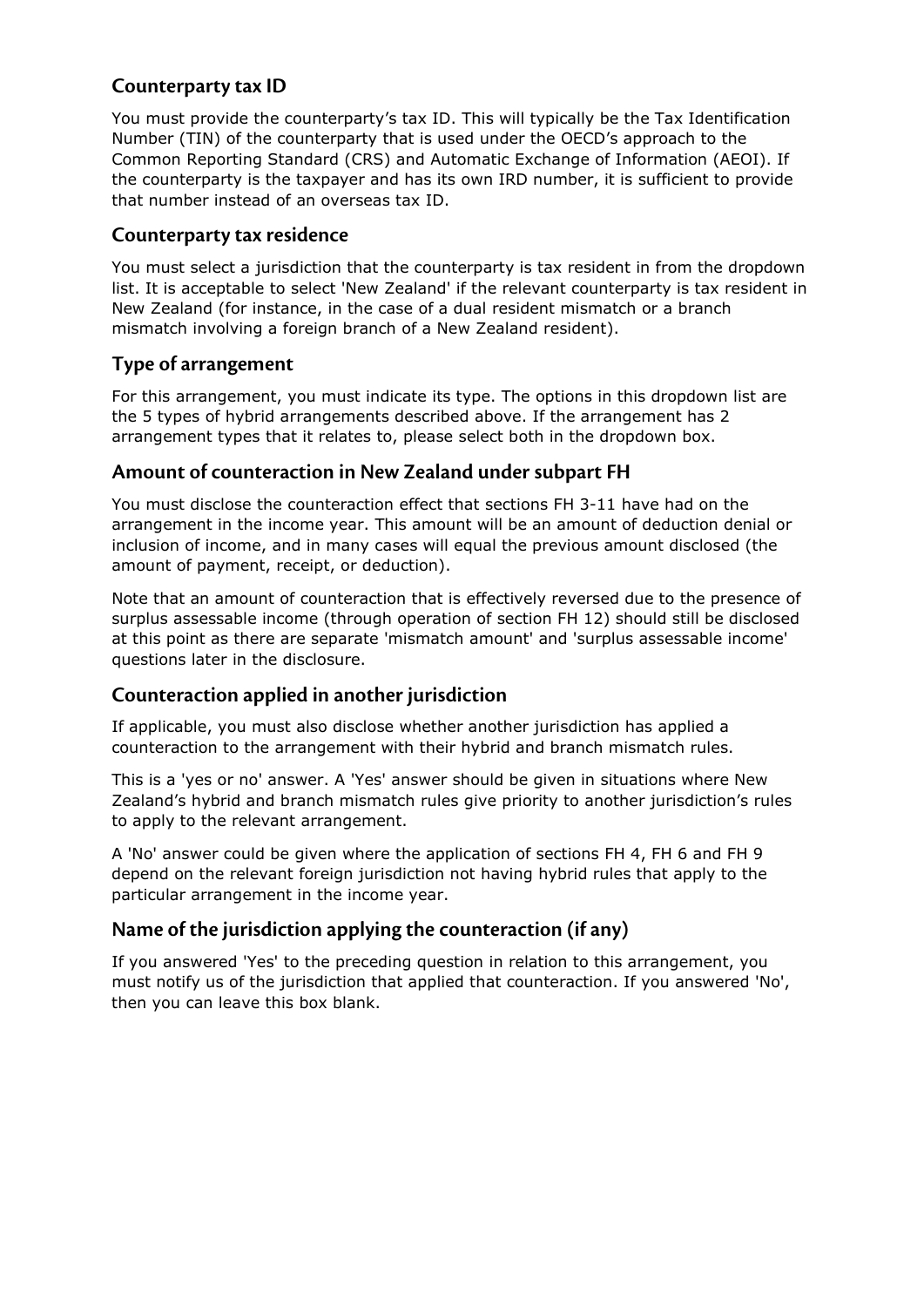## Counterparty tax ID

You must provide the counterparty's tax ID. This will typically be the Tax Identification Number (TIN) of the counterparty that is used under the OECD's approach to the Common Reporting Standard (CRS) and Automatic Exchange of Information (AEOI). If the counterparty is the taxpayer and has its own IRD number, it is sufficient to provide that number instead of an overseas tax ID.

## Counterparty tax residence

You must select a jurisdiction that the counterparty is tax resident in from the dropdown list. It is acceptable to select 'New Zealand' if the relevant counterparty is tax resident in New Zealand (for instance, in the case of a dual resident mismatch or a branch mismatch involving a foreign branch of a New Zealand resident).

## Type of arrangement

For this arrangement, you must indicate its type. The options in this dropdown list are the 5 types of hybrid arrangements described above. If the arrangement has 2 arrangement types that it relates to, please select both in the dropdown box.

## Amount of counteraction in New Zealand under subpart FH

You must disclose the counteraction effect that sections FH 3-11 have had on the arrangement in the income year. This amount will be an amount of deduction denial or inclusion of income, and in many cases will equal the previous amount disclosed (the amount of payment, receipt, or deduction).

Note that an amount of counteraction that is effectively reversed due to the presence of surplus assessable income (through operation of section FH 12) should still be disclosed at this point as there are separate 'mismatch amount' and 'surplus assessable income' questions later in the disclosure.

## Counteraction applied in another jurisdiction

If applicable, you must also disclose whether another jurisdiction has applied a counteraction to the arrangement with their hybrid and branch mismatch rules.

This is a 'yes or no' answer. A 'Yes' answer should be given in situations where New Zealand's hybrid and branch mismatch rules give priority to another jurisdiction's rules to apply to the relevant arrangement.

A 'No' answer could be given where the application of sections FH 4, FH 6 and FH 9 depend on the relevant foreign jurisdiction not having hybrid rules that apply to the particular arrangement in the income year.

## Name of the jurisdiction applying the counteraction (if any)

If you answered 'Yes' to the preceding question in relation to this arrangement, you must notify us of the jurisdiction that applied that counteraction. If you answered 'No', then you can leave this box blank.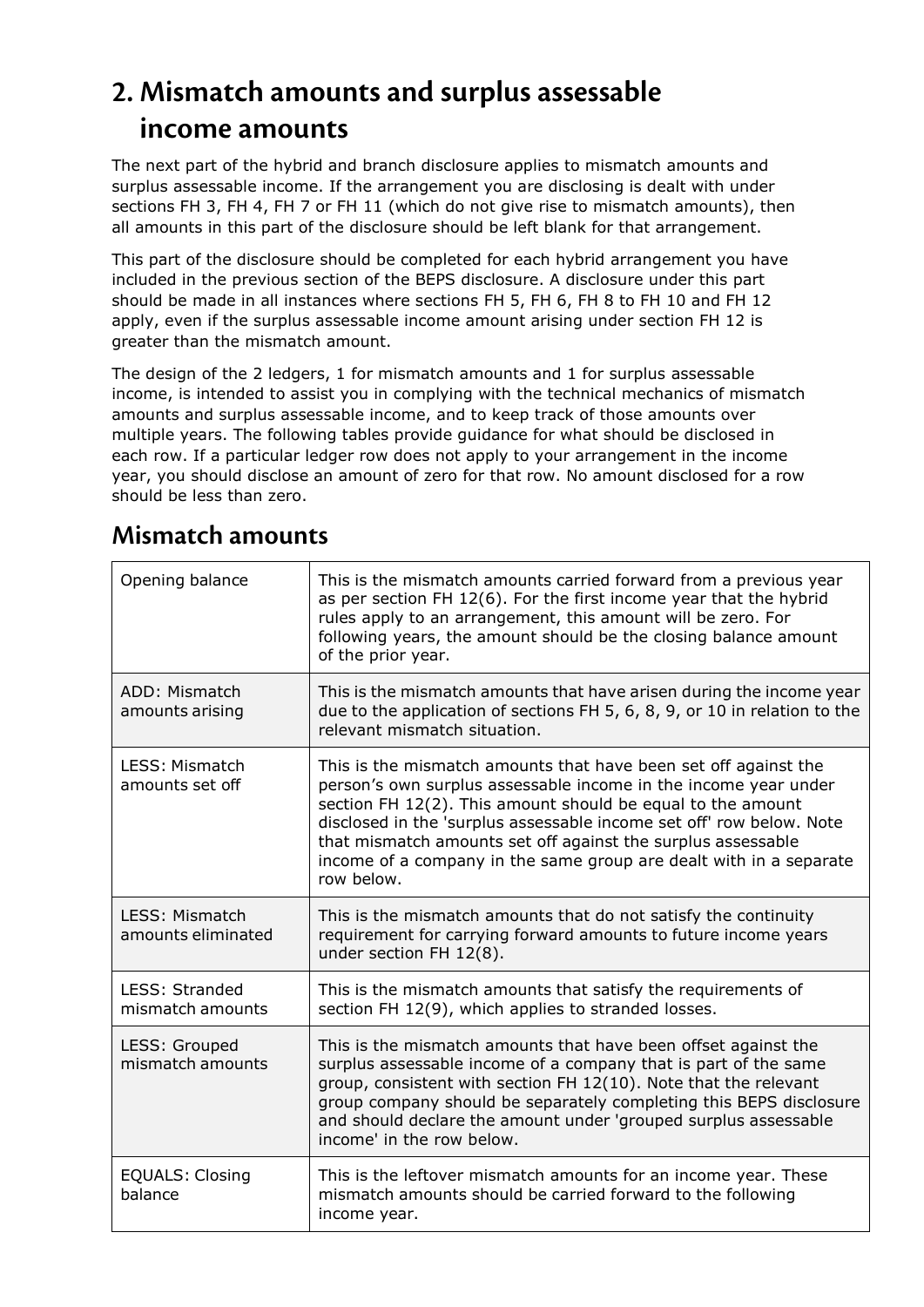## 2. Mismatch amounts and surplus assessable income amounts

The next part of the hybrid and branch disclosure applies to mismatch amounts and surplus assessable income. If the arrangement you are disclosing is dealt with under sections FH 3, FH 4, FH 7 or FH 11 (which do not give rise to mismatch amounts), then all amounts in this part of the disclosure should be left blank for that arrangement.

This part of the disclosure should be completed for each hybrid arrangement you have included in the previous section of the BEPS disclosure. A disclosure under this part should be made in all instances where sections FH 5, FH 6, FH 8 to FH 10 and FH 12 apply, even if the surplus assessable income amount arising under section FH 12 is greater than the mismatch amount.

The design of the 2 ledgers, 1 for mismatch amounts and 1 for surplus assessable income, is intended to assist you in complying with the technical mechanics of mismatch amounts and surplus assessable income, and to keep track of those amounts over multiple years. The following tables provide guidance for what should be disclosed in each row. If a particular ledger row does not apply to your arrangement in the income year, you should disclose an amount of zero for that row. No amount disclosed for a row should be less than zero.

### Mismatch amounts

| | |
|---|---|
| Opening balance | This is the mismatch amounts carried forward from a previous year as per section FH 12(6). For the first income year that the hybrid rules apply to an arrangement, this amount will be zero. For following years, the amount should be the closing balance amount of the prior year. |
| ADD: Mismatch amounts arising | This is the mismatch amounts that have arisen during the income year due to the application of sections FH 5, 6, 8, 9, or 10 in relation to the relevant mismatch situation. |
| LESS: Mismatch amounts set off | This is the mismatch amounts that have been set off against the person's own surplus assessable income in the income year under section FH 12(2). This amount should be equal to the amount disclosed in the 'surplus assessable income set off' row below. Note that mismatch amounts set off against the surplus assessable income of a company in the same group are dealt with in a separate row below. |
| LESS: Mismatch amounts eliminated | This is the mismatch amounts that do not satisfy the continuity requirement for carrying forward amounts to future income years under section FH 12(8). |
| LESS: Stranded mismatch amounts | This is the mismatch amounts that satisfy the requirements of section FH 12(9), which applies to stranded losses. |
| LESS: Grouped mismatch amounts | This is the mismatch amounts that have been offset against the surplus assessable income of a company that is part of the same group, consistent with section FH 12(10). Note that the relevant group company should be separately completing this BEPS disclosure and should declare the amount under 'grouped surplus assessable income' in the row below. |
| EQUALS: Closing balance | This is the leftover mismatch amounts for an income year. These mismatch amounts should be carried forward to the following income year. |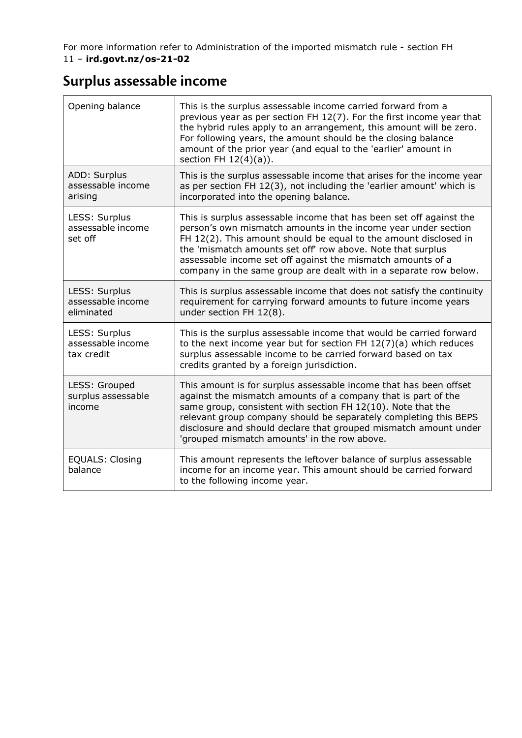For more information refer to Administration of the imported mismatch rule - section FH 11 – **ird.govt.nz/os-21-02**

## Surplus assessable income

| | |
|---|---|
| Opening balance | This is the surplus assessable income carried forward from a previous year as per section FH 12(7). For the first income year that the hybrid rules apply to an arrangement, this amount will be zero. For following years, the amount should be the closing balance amount of the prior year (and equal to the 'earlier' amount in section FH 12(4)(a)). |
| ADD: Surplus assessable income arising | This is the surplus assessable income that arises for the income year as per section FH 12(3), not including the 'earlier amount' which is incorporated into the opening balance. |
| LESS: Surplus assessable income set off | This is surplus assessable income that has been set off against the person's own mismatch amounts in the income year under section FH 12(2). This amount should be equal to the amount disclosed in the 'mismatch amounts set off' row above. Note that surplus assessable income set off against the mismatch amounts of a company in the same group are dealt with in a separate row below. |
| LESS: Surplus assessable income eliminated | This is surplus assessable income that does not satisfy the continuity requirement for carrying forward amounts to future income years under section FH 12(8). |
| LESS: Surplus assessable income tax credit | This is the surplus assessable income that would be carried forward to the next income year but for section FH 12(7)(a) which reduces surplus assessable income to be carried forward based on tax credits granted by a foreign jurisdiction. |
| LESS: Grouped surplus assessable income | This amount is for surplus assessable income that has been offset against the mismatch amounts of a company that is part of the same group, consistent with section FH 12(10). Note that the relevant group company should be separately completing this BEPS disclosure and should declare that grouped mismatch amount under 'grouped mismatch amounts' in the row above. |
| EQUALS: Closing balance | This amount represents the leftover balance of surplus assessable income for an income year. This amount should be carried forward to the following income year. |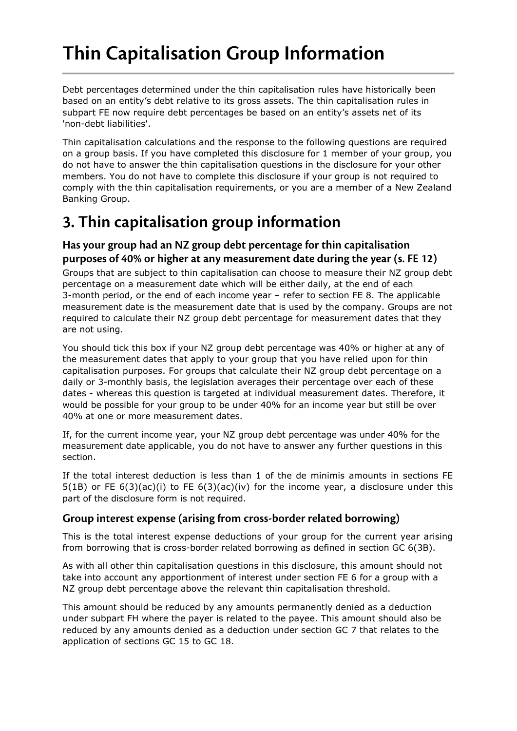# Thin Capitalisation Group Information

Debt percentages determined under the thin capitalisation rules have historically been based on an entity's debt relative to its gross assets. The thin capitalisation rules in subpart FE now require debt percentages be based on an entity's assets net of its 'non-debt liabilities'.

Thin capitalisation calculations and the response to the following questions are required on a group basis. If you have completed this disclosure for 1 member of your group, you do not have to answer the thin capitalisation questions in the disclosure for your other members. You do not have to complete this disclosure if your group is not required to comply with the thin capitalisation requirements, or you are a member of a New Zealand Banking Group.

## 3. Thin capitalisation group information

### Has your group had an NZ group debt percentage for thin capitalisation purposes of 40% or higher at any measurement date during the year (s. FE 12)

Groups that are subject to thin capitalisation can choose to measure their NZ group debt percentage on a measurement date which will be either daily, at the end of each 3-month period, or the end of each income year – refer to section FE 8. The applicable measurement date is the measurement date that is used by the company. Groups are not required to calculate their NZ group debt percentage for measurement dates that they are not using.

You should tick this box if your NZ group debt percentage was 40% or higher at any of the measurement dates that apply to your group that you have relied upon for thin capitalisation purposes. For groups that calculate their NZ group debt percentage on a daily or 3-monthly basis, the legislation averages their percentage over each of these dates - whereas this question is targeted at individual measurement dates. Therefore, it would be possible for your group to be under 40% for an income year but still be over 40% at one or more measurement dates.

If, for the current income year, your NZ group debt percentage was under 40% for the measurement date applicable, you do not have to answer any further questions in this section.

If the total interest deduction is less than 1 of the de minimis amounts in sections FE 5(1B) or FE 6(3)(ac)(i) to FE 6(3)(ac)(iv) for the income year, a disclosure under this part of the disclosure form is not required.

### Group interest expense (arising from cross-border related borrowing)

This is the total interest expense deductions of your group for the current year arising from borrowing that is cross-border related borrowing as defined in section GC 6(3B).

As with all other thin capitalisation questions in this disclosure, this amount should not take into account any apportionment of interest under section FE 6 for a group with a NZ group debt percentage above the relevant thin capitalisation threshold.

This amount should be reduced by any amounts permanently denied as a deduction under subpart FH where the payer is related to the payee. This amount should also be reduced by any amounts denied as a deduction under section GC 7 that relates to the application of sections GC 15 to GC 18.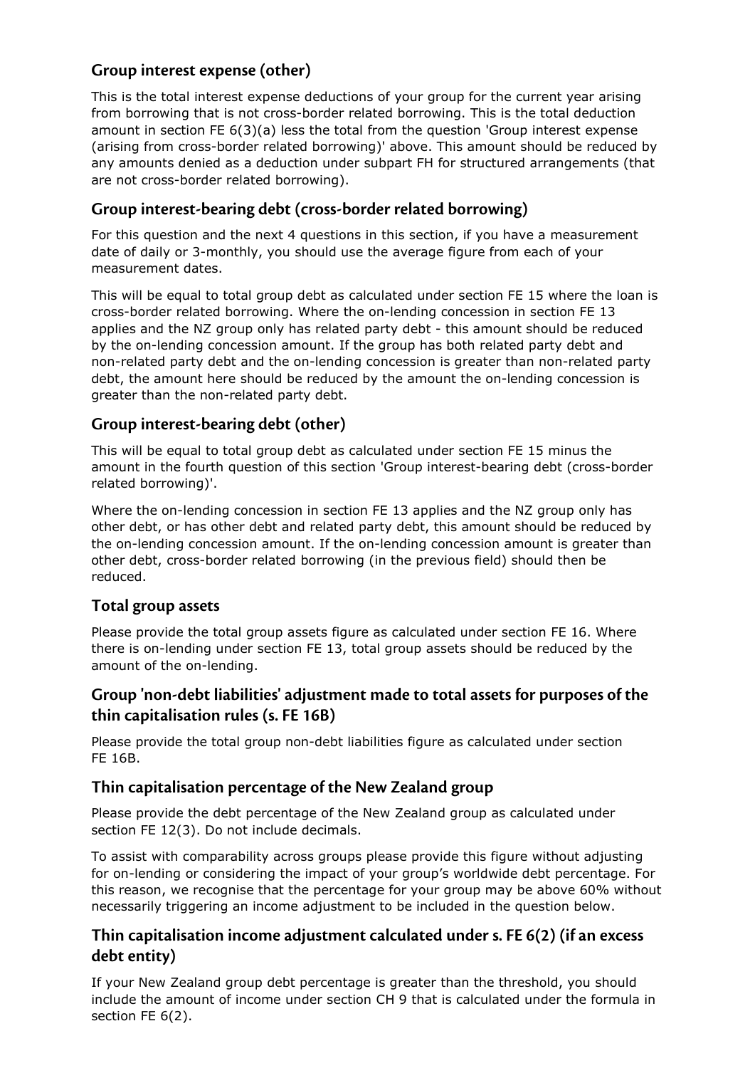### Group interest expense (other)

This is the total interest expense deductions of your group for the current year arising from borrowing that is not cross-border related borrowing. This is the total deduction amount in section FE 6(3)(a) less the total from the question 'Group interest expense (arising from cross-border related borrowing)' above. This amount should be reduced by any amounts denied as a deduction under subpart FH for structured arrangements (that are not cross-border related borrowing).

### Group interest-bearing debt (cross-border related borrowing)

For this question and the next 4 questions in this section, if you have a measurement date of daily or 3-monthly, you should use the average figure from each of your measurement dates.

This will be equal to total group debt as calculated under section FE 15 where the loan is cross-border related borrowing. Where the on-lending concession in section FE 13 applies and the NZ group only has related party debt - this amount should be reduced by the on-lending concession amount. If the group has both related party debt and non-related party debt and the on-lending concession is greater than non-related party debt, the amount here should be reduced by the amount the on-lending concession is greater than the non-related party debt.

### Group interest-bearing debt (other)

This will be equal to total group debt as calculated under section FE 15 minus the amount in the fourth question of this section 'Group interest-bearing debt (cross-border related borrowing)'.

Where the on-lending concession in section FE 13 applies and the NZ group only has other debt, or has other debt and related party debt, this amount should be reduced by the on-lending concession amount. If the on-lending concession amount is greater than other debt, cross-border related borrowing (in the previous field) should then be reduced.

### Total group assets

Please provide the total group assets figure as calculated under section FE 16. Where there is on-lending under section FE 13, total group assets should be reduced by the amount of the on-lending.

### Group 'non-debt liabilities' adjustment made to total assets for purposes of the thin capitalisation rules (s. FE 16B)

Please provide the total group non-debt liabilities figure as calculated under section FE 16B.

### Thin capitalisation percentage of the New Zealand group

Please provide the debt percentage of the New Zealand group as calculated under section FE 12(3). Do not include decimals.

To assist with comparability across groups please provide this figure without adjusting for on-lending or considering the impact of your group's worldwide debt percentage. For this reason, we recognise that the percentage for your group may be above 60% without necessarily triggering an income adjustment to be included in the question below.

### Thin capitalisation income adjustment calculated under s. FE 6(2) (if an excess debt entity)

If your New Zealand group debt percentage is greater than the threshold, you should include the amount of income under section CH 9 that is calculated under the formula in section FE 6(2).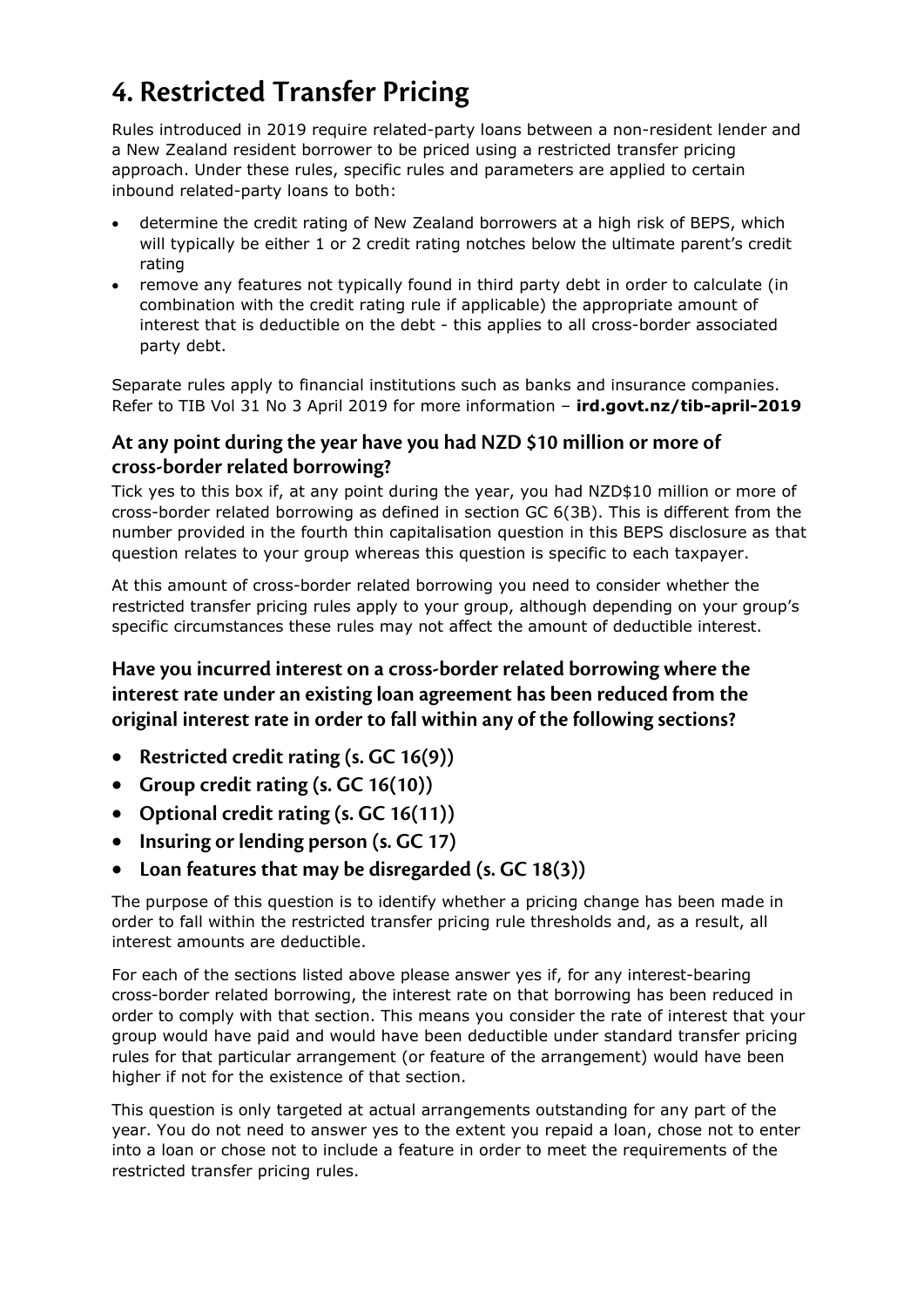# 4. Restricted Transfer Pricing

Rules introduced in 2019 require related-party loans between a non-resident lender and a New Zealand resident borrower to be priced using a restricted transfer pricing approach. Under these rules, specific rules and parameters are applied to certain inbound related-party loans to both:

- determine the credit rating of New Zealand borrowers at a high risk of BEPS, which will typically be either 1 or 2 credit rating notches below the ultimate parent's credit rating
- remove any features not typically found in third party debt in order to calculate (in combination with the credit rating rule if applicable) the appropriate amount of interest that is deductible on the debt - this applies to all cross-border associated party debt.

Separate rules apply to financial institutions such as banks and insurance companies. Refer to TIB Vol 31 No 3 April 2019 for more information – **ird.govt.nz/tib-april-2019**

## At any point during the year have you had NZD $10 million or more of cross-border related borrowing?

Tick yes to this box if, at any point during the year, you had NZD$10 million or more of cross-border related borrowing as defined in section GC 6(3B). This is different from the number provided in the fourth thin capitalisation question in this BEPS disclosure as that question relates to your group whereas this question is specific to each taxpayer.

At this amount of cross-border related borrowing you need to consider whether the restricted transfer pricing rules apply to your group, although depending on your group's specific circumstances these rules may not affect the amount of deductible interest.

## Have you incurred interest on a cross-border related borrowing where the interest rate under an existing loan agreement has been reduced from the original interest rate in order to fall within any of the following sections?

- **Restricted credit rating (s. GC 16(9))**
- **Group credit rating (s. GC 16(10))**
- **Optional credit rating (s. GC 16(11))**
- **Insuring or lending person (s. GC 17)**
- **Loan features that may be disregarded (s. GC 18(3))**

The purpose of this question is to identify whether a pricing change has been made in order to fall within the restricted transfer pricing rule thresholds and, as a result, all interest amounts are deductible.

For each of the sections listed above please answer yes if, for any interest-bearing cross-border related borrowing, the interest rate on that borrowing has been reduced in order to comply with that section. This means you consider the rate of interest that your group would have paid and would have been deductible under standard transfer pricing rules for that particular arrangement (or feature of the arrangement) would have been higher if not for the existence of that section.

This question is only targeted at actual arrangements outstanding for any part of the year. You do not need to answer yes to the extent you repaid a loan, chose not to enter into a loan or chose not to include a feature in order to meet the requirements of the restricted transfer pricing rules.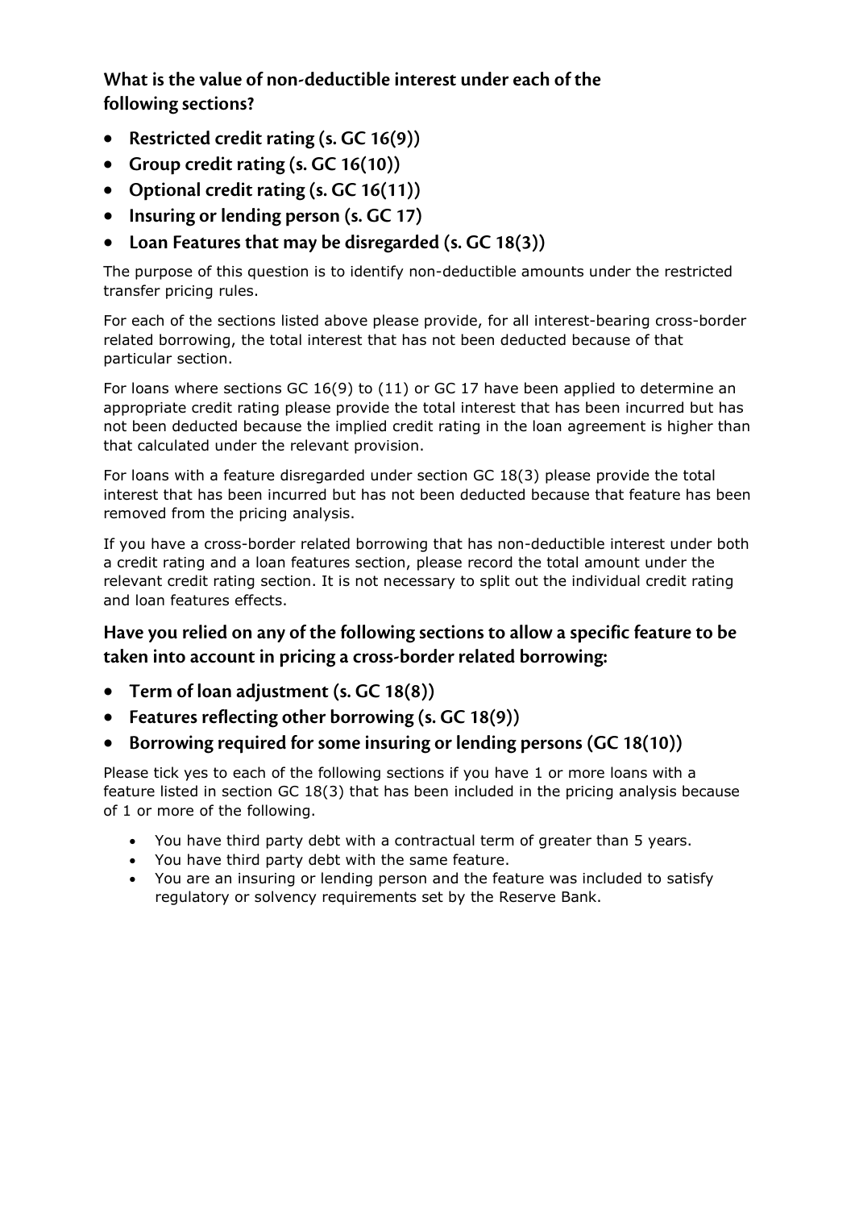## What is the value of non-deductible interest under each of the following sections?

- **Restricted credit rating (s. GC 16(9))**
- **Group credit rating (s. GC 16(10))**
- **Optional credit rating (s. GC 16(11))**
- **Insuring or lending person (s. GC 17)**
- **Loan Features that may be disregarded (s. GC 18(3))**

The purpose of this question is to identify non-deductible amounts under the restricted transfer pricing rules.

For each of the sections listed above please provide, for all interest-bearing cross-border related borrowing, the total interest that has not been deducted because of that particular section.

For loans where sections GC 16(9) to (11) or GC 17 have been applied to determine an appropriate credit rating please provide the total interest that has been incurred but has not been deducted because the implied credit rating in the loan agreement is higher than that calculated under the relevant provision.

For loans with a feature disregarded under section GC 18(3) please provide the total interest that has been incurred but has not been deducted because that feature has been removed from the pricing analysis.

If you have a cross-border related borrowing that has non-deductible interest under both a credit rating and a loan features section, please record the total amount under the relevant credit rating section. It is not necessary to split out the individual credit rating and loan features effects.

## Have you relied on any of the following sections to allow a specific feature to be taken into account in pricing a cross-border related borrowing:

- **Term of loan adjustment (s. GC 18(8))**
- **Features reflecting other borrowing (s. GC 18(9))**
- **Borrowing required for some insuring or lending persons (GC 18(10))**

Please tick yes to each of the following sections if you have 1 or more loans with a feature listed in section GC 18(3) that has been included in the pricing analysis because of 1 or more of the following.

- You have third party debt with a contractual term of greater than 5 years.
- You have third party debt with the same feature.
- You are an insuring or lending person and the feature was included to satisfy regulatory or solvency requirements set by the Reserve Bank.